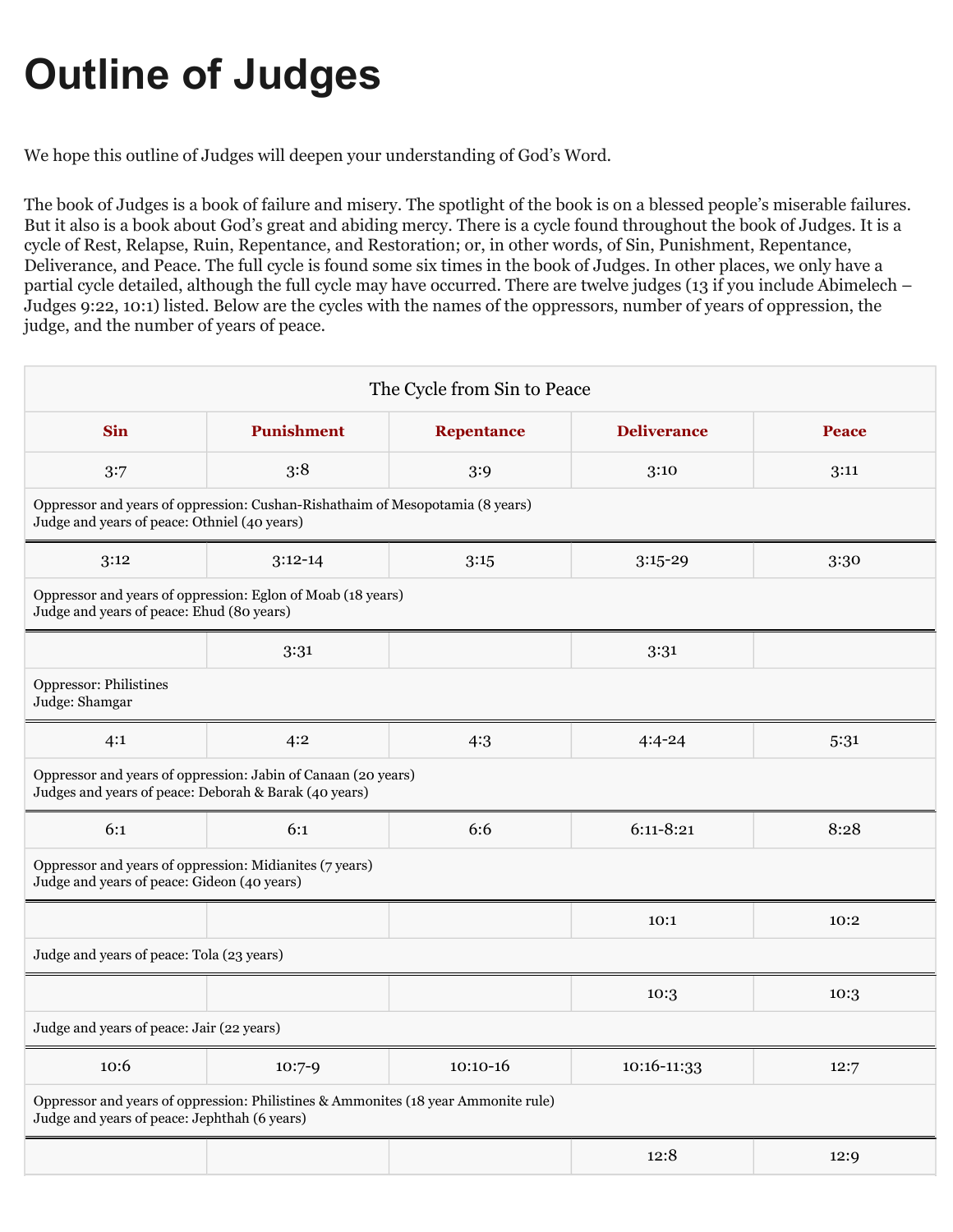# Outline of Judges

We hope this outline of Judges will deepen your understanding of God's Word.

The book of Judges is a book of failure and misery. The spotlight of the book is on a blessed people's miserable failures. But it also is a book about God's great and abiding mercy. There is a cycle found throughout the book of Judges. It is a cycle of Rest, Relapse, Ruin, Repentance, and Restoration; or, in other words, of Sin, Punishment, Repentance, Deliverance, and Peace. The full cycle is found some six times in the book of Judges. In other places, we only have a partial cycle detailed, although the full cycle may have occurred. There are twelve judges (13 if you include Abimelech – Judges 9:22, 10:1) listed. Below are the cycles with the names of the oppressors, number of years of oppression, the judge, and the number of years of peace.

| The Cycle from Sin to Peace | | | | |
|---|---|---|---|---|
| **Sin** | **Punishment** | **Repentance** | **Deliverance** | **Peace** |
| 3:7 | 3:8 | 3:9 | 3:10 | 3:11 |
| Oppressor and years of oppression: Cushan-Rishathaim of Mesopotamia (8 years)<br>Judge and years of peace: Othniel (40 years) | | | | |
| 3:12 | 3:12-14 | 3:15 | 3:15-29 | 3:30 |
| Oppressor and years of oppression: Eglon of Moab (18 years)<br>Judge and years of peace: Ehud (80 years) | | | | |
| | 3:31 | | 3:31 | |
| Oppressor: Philistines<br>Judge: Shamgar | | | | |
| 4:1 | 4:2 | 4:3 | 4:4-24 | 5:31 |
| Oppressor and years of oppression: Jabin of Canaan (20 years)<br>Judges and years of peace: Deborah & Barak (40 years) | | | | |
| 6:1 | 6:1 | 6:6 | 6:11-8:21 | 8:28 |
| Oppressor and years of oppression: Midianites (7 years)<br>Judge and years of peace: Gideon (40 years) | | | | |
| | | | 10:1 | 10:2 |
| Judge and years of peace: Tola (23 years) | | | | |
| | | | 10:3 | 10:3 |
| Judge and years of peace: Jair (22 years) | | | | |
| 10:6 | 10:7-9 | 10:10-16 | 10:16-11:33 | 12:7 |
| Oppressor and years of oppression: Philistines & Ammonites (18 year Ammonite rule)<br>Judge and years of peace: Jephthah (6 years) | | | | |
| | | | 12:8 | 12:9 |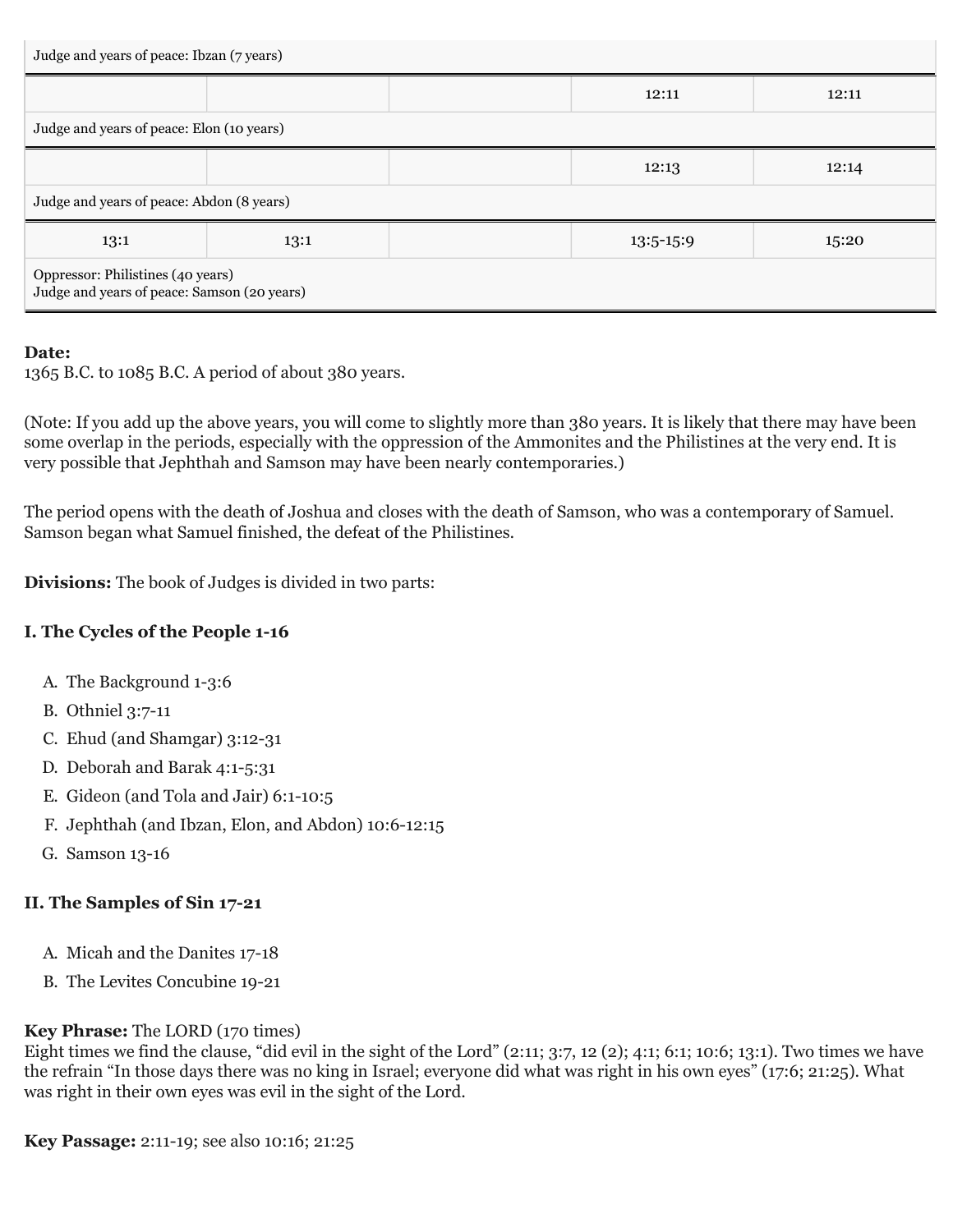| | | | | |
|---|---|---|---|---|
| Judge and years of peace: Ibzan (7 years) | | | | |
| | | | 12:11 | 12:11 |
| Judge and years of peace: Elon (10 years) | | | | |
| | | | 12:13 | 12:14 |
| Judge and years of peace: Abdon (8 years) | | | | |
| 13:1 | 13:1 | | 13:5-15:9 | 15:20 |
| Oppressor: Philistines (40 years)<br>Judge and years of peace: Samson (20 years) | | | | |

**Date:**
1365 B.C. to 1085 B.C. A period of about 380 years.

(Note: If you add up the above years, you will come to slightly more than 380 years. It is likely that there may have been some overlap in the periods, especially with the oppression of the Ammonites and the Philistines at the very end. It is very possible that Jephthah and Samson may have been nearly contemporaries.)

The period opens with the death of Joshua and closes with the death of Samson, who was a contemporary of Samuel. Samson began what Samuel finished, the defeat of the Philistines.

**Divisions:** The book of Judges is divided in two parts:

### I. The Cycles of the People 1-16

A. The Background 1-3:6
B. Othniel 3:7-11
C. Ehud (and Shamgar) 3:12-31
D. Deborah and Barak 4:1-5:31
E. Gideon (and Tola and Jair) 6:1-10:5
F. Jephthah (and Ibzan, Elon, and Abdon) 10:6-12:15
G. Samson 13-16

### II. The Samples of Sin 17-21

A. Micah and the Danites 17-18
B. The Levites Concubine 19-21

**Key Phrase:** The LORD (170 times)
Eight times we find the clause, "did evil in the sight of the Lord" (2:11; 3:7, 12 (2); 4:1; 6:1; 10:6; 13:1). Two times we have the refrain "In those days there was no king in Israel; everyone did what was right in his own eyes" (17:6; 21:25). What was right in their own eyes was evil in the sight of the Lord.

**Key Passage:** 2:11-19; see also 10:16; 21:25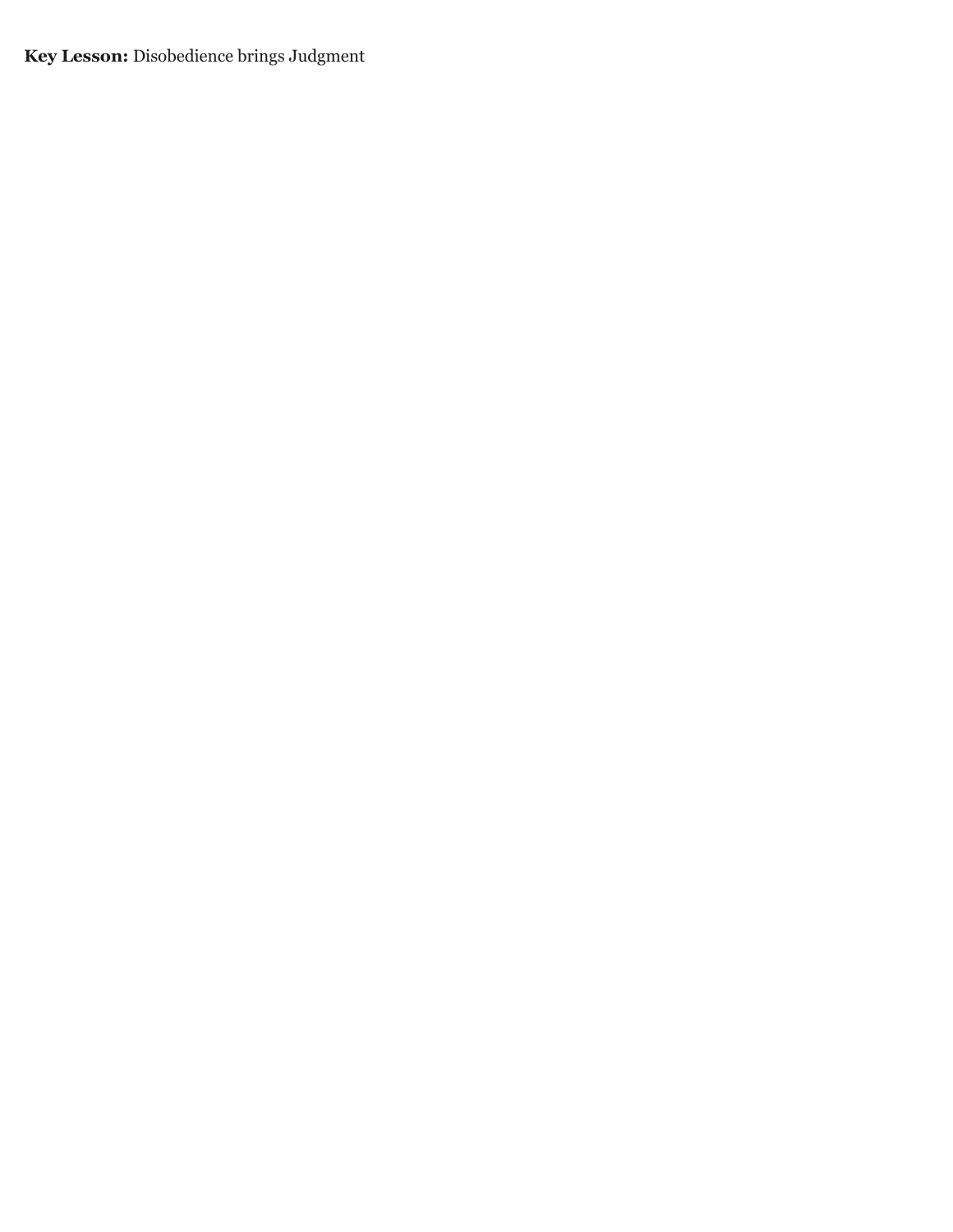**Key Lesson:** Disobedience brings Judgment